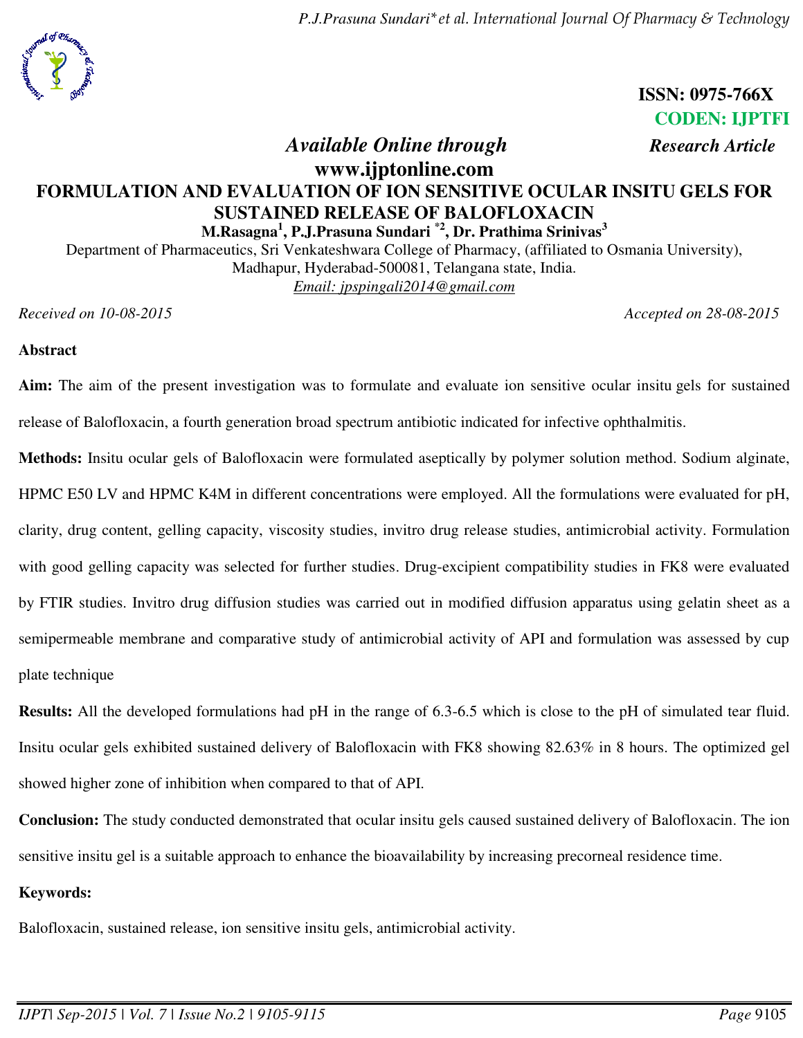ISSN: 0975-766X
CODEN: IJPTFI

*Available Online through* **www.ijptonline.com** ***Research Article***

# FORMULATION AND EVALUATION OF ION SENSITIVE OCULAR INSITU GELS FOR SUSTAINED RELEASE OF BALOFLOXACIN

**M.Rasagna[1], P.J.Prasuna Sundari [*2], Dr. Prathima Srinivas[3]**

Department of Pharmaceutics, Sri Venkateshwara College of Pharmacy, (affiliated to Osmania University), Madhapur, Hyderabad-500081, Telangana state, India.

*Email: jpspingali2014@gmail.com*

*Received on 10-08-2015* *Accepted on 28-08-2015*

## Abstract

**Aim:** The aim of the present investigation was to formulate and evaluate ion sensitive ocular insitu gels for sustained release of Balofloxacin, a fourth generation broad spectrum antibiotic indicated for infective ophthalmitis.

**Methods:** Insitu ocular gels of Balofloxacin were formulated aseptically by polymer solution method. Sodium alginate, HPMC E50 LV and HPMC K4M in different concentrations were employed. All the formulations were evaluated for pH, clarity, drug content, gelling capacity, viscosity studies, invitro drug release studies, antimicrobial activity. Formulation with good gelling capacity was selected for further studies. Drug-excipient compatibility studies in FK8 were evaluated by FTIR studies. Invitro drug diffusion studies was carried out in modified diffusion apparatus using gelatin sheet as a semipermeable membrane and comparative study of antimicrobial activity of API and formulation was assessed by cup plate technique

**Results:** All the developed formulations had pH in the range of 6.3-6.5 which is close to the pH of simulated tear fluid. Insitu ocular gels exhibited sustained delivery of Balofloxacin with FK8 showing 82.63% in 8 hours. The optimized gel showed higher zone of inhibition when compared to that of API.

**Conclusion:** The study conducted demonstrated that ocular insitu gels caused sustained delivery of Balofloxacin. The ion sensitive insitu gel is a suitable approach to enhance the bioavailability by increasing precorneal residence time.

**Keywords:**

Balofloxacin, sustained release, ion sensitive insitu gels, antimicrobial activity.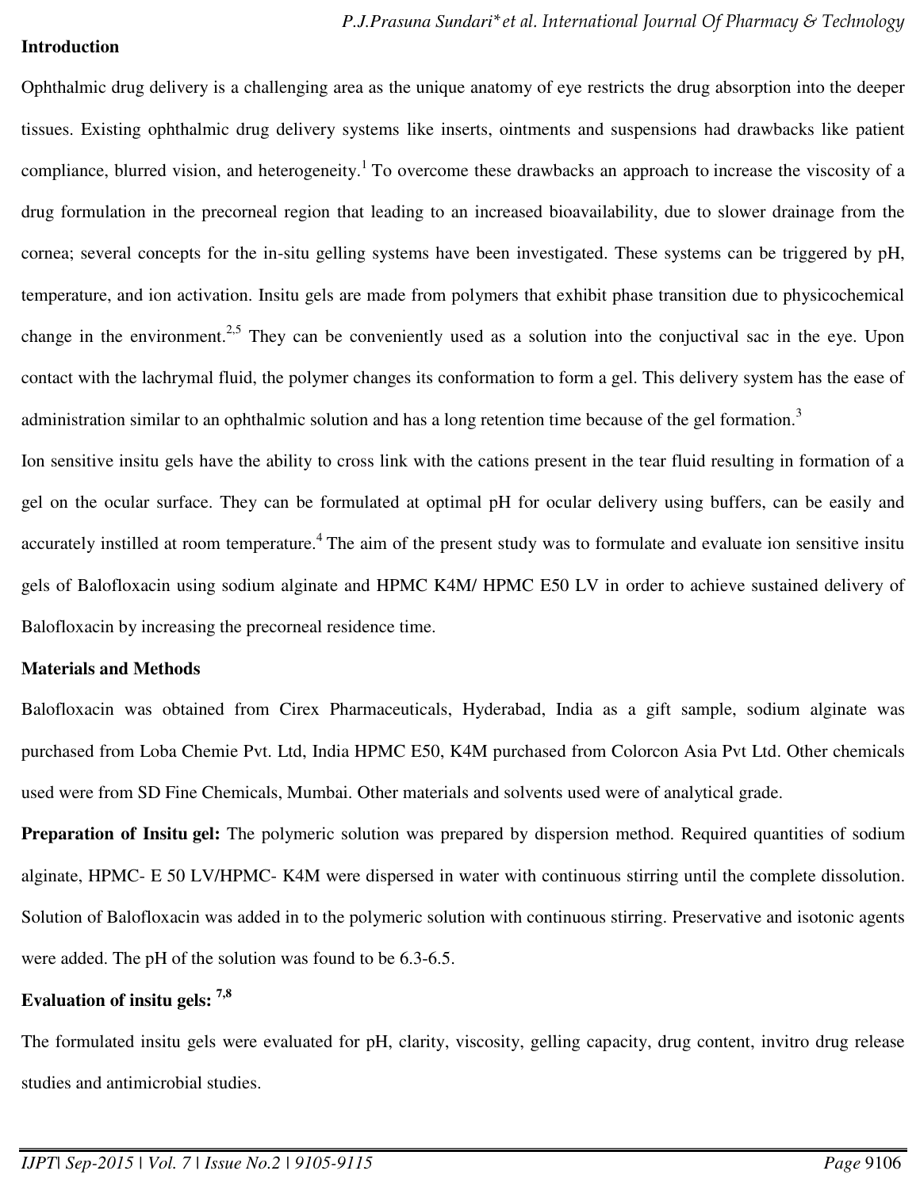## Introduction

Ophthalmic drug delivery is a challenging area as the unique anatomy of eye restricts the drug absorption into the deeper tissues. Existing ophthalmic drug delivery systems like inserts, ointments and suspensions had drawbacks like patient compliance, blurred vision, and heterogeneity.[1] To overcome these drawbacks an approach to increase the viscosity of a drug formulation in the precorneal region that leading to an increased bioavailability, due to slower drainage from the cornea; several concepts for the in-situ gelling systems have been investigated. These systems can be triggered by pH, temperature, and ion activation. Insitu gels are made from polymers that exhibit phase transition due to physicochemical change in the environment.[2,5] They can be conveniently used as a solution into the conjuctival sac in the eye. Upon contact with the lachrymal fluid, the polymer changes its conformation to form a gel. This delivery system has the ease of administration similar to an ophthalmic solution and has a long retention time because of the gel formation.[3]

Ion sensitive insitu gels have the ability to cross link with the cations present in the tear fluid resulting in formation of a gel on the ocular surface. They can be formulated at optimal pH for ocular delivery using buffers, can be easily and accurately instilled at room temperature.[4] The aim of the present study was to formulate and evaluate ion sensitive insitu gels of Balofloxacin using sodium alginate and HPMC K4M/ HPMC E50 LV in order to achieve sustained delivery of Balofloxacin by increasing the precorneal residence time.

## Materials and Methods

Balofloxacin was obtained from Cirex Pharmaceuticals, Hyderabad, India as a gift sample, sodium alginate was purchased from Loba Chemie Pvt. Ltd, India HPMC E50, K4M purchased from Colorcon Asia Pvt Ltd. Other chemicals used were from SD Fine Chemicals, Mumbai. Other materials and solvents used were of analytical grade.

**Preparation of Insitu gel:** The polymeric solution was prepared by dispersion method. Required quantities of sodium alginate, HPMC- E 50 LV/HPMC- K4M were dispersed in water with continuous stirring until the complete dissolution. Solution of Balofloxacin was added in to the polymeric solution with continuous stirring. Preservative and isotonic agents were added. The pH of the solution was found to be 6.3-6.5.

### Evaluation of insitu gels: [7,8]

The formulated insitu gels were evaluated for pH, clarity, viscosity, gelling capacity, drug content, invitro drug release studies and antimicrobial studies.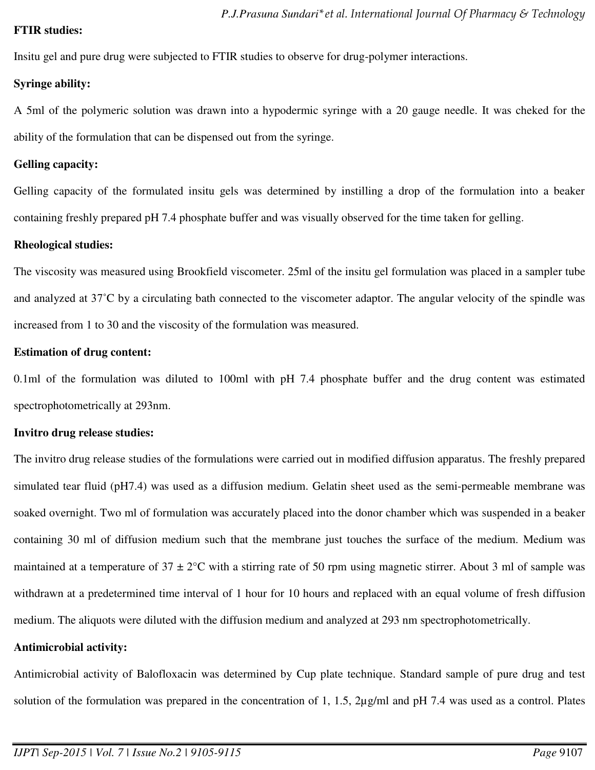**FTIR studies:**

Insitu gel and pure drug were subjected to FTIR studies to observe for drug-polymer interactions.

**Syringe ability:**

A 5ml of the polymeric solution was drawn into a hypodermic syringe with a 20 gauge needle. It was cheked for the ability of the formulation that can be dispensed out from the syringe.

**Gelling capacity:**

Gelling capacity of the formulated insitu gels was determined by instilling a drop of the formulation into a beaker containing freshly prepared pH 7.4 phosphate buffer and was visually observed for the time taken for gelling.

**Rheological studies:**

The viscosity was measured using Brookfield viscometer. 25ml of the insitu gel formulation was placed in a sampler tube and analyzed at 37˚C by a circulating bath connected to the viscometer adaptor. The angular velocity of the spindle was increased from 1 to 30 and the viscosity of the formulation was measured.

**Estimation of drug content:**

0.1ml of the formulation was diluted to 100ml with pH 7.4 phosphate buffer and the drug content was estimated spectrophotometrically at 293nm.

**Invitro drug release studies:**

The invitro drug release studies of the formulations were carried out in modified diffusion apparatus. The freshly prepared simulated tear fluid (pH7.4) was used as a diffusion medium. Gelatin sheet used as the semi-permeable membrane was soaked overnight. Two ml of formulation was accurately placed into the donor chamber which was suspended in a beaker containing 30 ml of diffusion medium such that the membrane just touches the surface of the medium. Medium was maintained at a temperature of 37 ± 2°C with a stirring rate of 50 rpm using magnetic stirrer. About 3 ml of sample was withdrawn at a predetermined time interval of 1 hour for 10 hours and replaced with an equal volume of fresh diffusion medium. The aliquots were diluted with the diffusion medium and analyzed at 293 nm spectrophotometrically.

**Antimicrobial activity:**

Antimicrobial activity of Balofloxacin was determined by Cup plate technique. Standard sample of pure drug and test solution of the formulation was prepared in the concentration of 1, 1.5, 2µg/ml and pH 7.4 was used as a control. Plates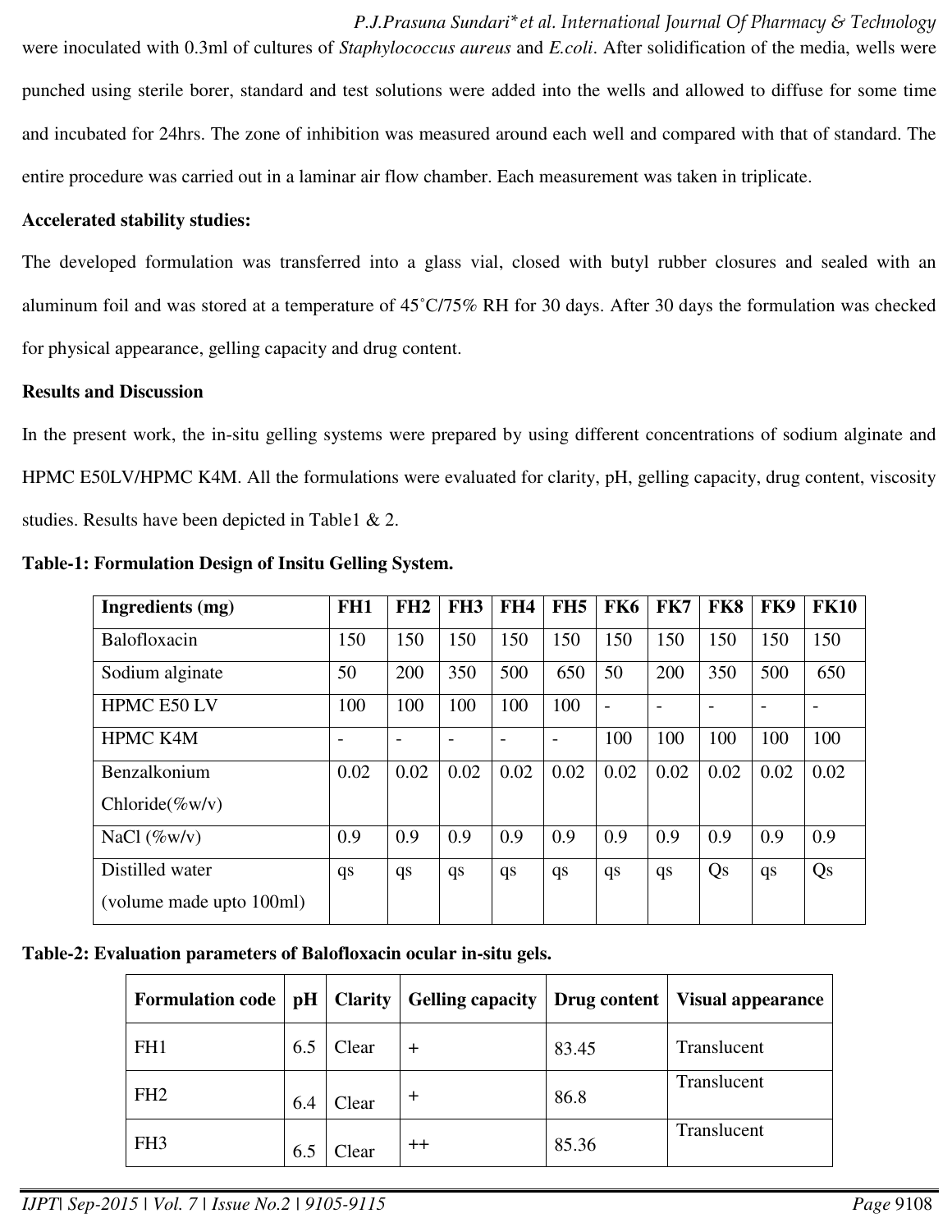were inoculated with 0.3ml of cultures of *Staphylococcus aureus* and *E.coli*. After solidification of the media, wells were punched using sterile borer, standard and test solutions were added into the wells and allowed to diffuse for some time and incubated for 24hrs. The zone of inhibition was measured around each well and compared with that of standard. The entire procedure was carried out in a laminar air flow chamber. Each measurement was taken in triplicate.

**Accelerated stability studies:**

The developed formulation was transferred into a glass vial, closed with butyl rubber closures and sealed with an aluminum foil and was stored at a temperature of 45˚C/75% RH for 30 days. After 30 days the formulation was checked for physical appearance, gelling capacity and drug content.

**Results and Discussion**

In the present work, the in-situ gelling systems were prepared by using different concentrations of sodium alginate and HPMC E50LV/HPMC K4M. All the formulations were evaluated for clarity, pH, gelling capacity, drug content, viscosity studies. Results have been depicted in Table1 & 2.

**Table-1: Formulation Design of Insitu Gelling System.**

| Ingredients (mg) | FH1 | FH2 | FH3 | FH4 | FH5 | FK6 | FK7 | FK8 | FK9 | FK10 |
|---|---|---|---|---|---|---|---|---|---|---|
| Balofloxacin | 150 | 150 | 150 | 150 | 150 | 150 | 150 | 150 | 150 | 150 |
| Sodium alginate | 50 | 200 | 350 | 500 | 650 | 50 | 200 | 350 | 500 | 650 |
| HPMC E50 LV | 100 | 100 | 100 | 100 | 100 | - | - | - | - | - |
| HPMC K4M | - | - | - | - | - | 100 | 100 | 100 | 100 | 100 |
| Benzalkonium Chloride(%w/v) | 0.02 | 0.02 | 0.02 | 0.02 | 0.02 | 0.02 | 0.02 | 0.02 | 0.02 | 0.02 |
| NaCl (%w/v) | 0.9 | 0.9 | 0.9 | 0.9 | 0.9 | 0.9 | 0.9 | 0.9 | 0.9 | 0.9 |
| Distilled water (volume made upto 100ml) | qs | qs | qs | qs | qs | qs | qs | Qs | qs | Qs |

**Table-2: Evaluation parameters of Balofloxacin ocular in-situ gels.**

| Formulation code | pH | Clarity | Gelling capacity | Drug content | Visual appearance |
|---|---|---|---|---|---|
| FH1 | 6.5 | Clear | + | 83.45 | Translucent |
| FH2 | 6.4 | Clear | + | 86.8 | Translucent |
| FH3 | 6.5 | Clear | ++ | 85.36 | Translucent |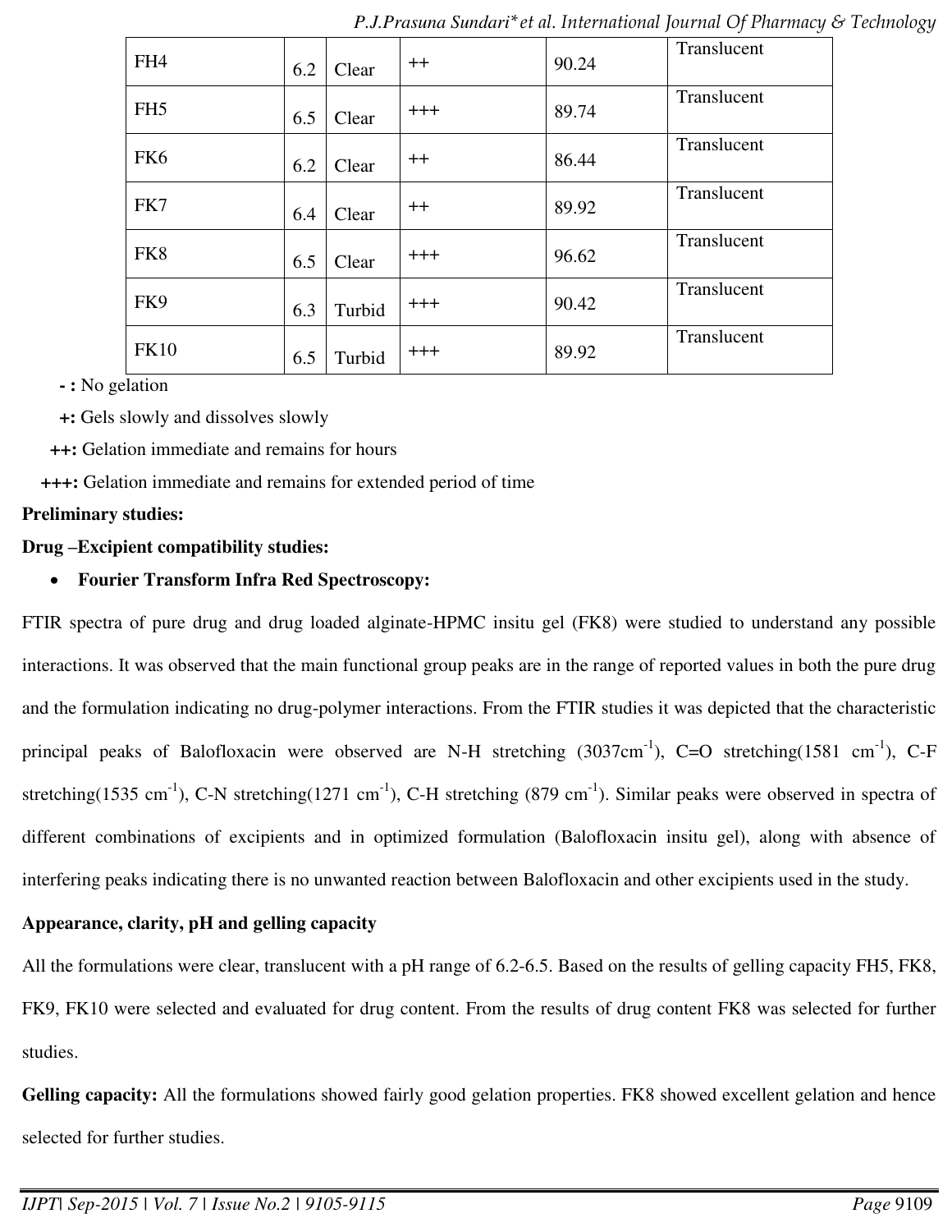| FH4 | 6.2 | Clear | ++ | 90.24 | Translucent |
|---|---|---|---|---|---|
| FH5 | 6.5 | Clear | +++ | 89.74 | Translucent |
| FK6 | 6.2 | Clear | ++ | 86.44 | Translucent |
| FK7 | 6.4 | Clear | ++ | 89.92 | Translucent |
| FK8 | 6.5 | Clear | +++ | 96.62 | Translucent |
| FK9 | 6.3 | Turbid | +++ | 90.42 | Translucent |
| FK10 | 6.5 | Turbid | +++ | 89.92 | Translucent |

**- :** No gelation

**+:** Gels slowly and dissolves slowly

**++:** Gelation immediate and remains for hours

**+++:** Gelation immediate and remains for extended period of time

**Preliminary studies:**

**Drug –Excipient compatibility studies:**

- **Fourier Transform Infra Red Spectroscopy:**

FTIR spectra of pure drug and drug loaded alginate-HPMC insitu gel (FK8) were studied to understand any possible interactions. It was observed that the main functional group peaks are in the range of reported values in both the pure drug and the formulation indicating no drug-polymer interactions. From the FTIR studies it was depicted that the characteristic principal peaks of Balofloxacin were observed are N-H stretching (3037cm$^{-1}$), C=O stretching(1581 cm$^{-1}$), C-F stretching(1535 cm$^{-1}$), C-N stretching(1271 cm$^{-1}$), C-H stretching (879 cm$^{-1}$). Similar peaks were observed in spectra of different combinations of excipients and in optimized formulation (Balofloxacin insitu gel), along with absence of interfering peaks indicating there is no unwanted reaction between Balofloxacin and other excipients used in the study.

**Appearance, clarity, pH and gelling capacity**

All the formulations were clear, translucent with a pH range of 6.2-6.5. Based on the results of gelling capacity FH5, FK8, FK9, FK10 were selected and evaluated for drug content. From the results of drug content FK8 was selected for further studies.

**Gelling capacity:** All the formulations showed fairly good gelation properties. FK8 showed excellent gelation and hence selected for further studies.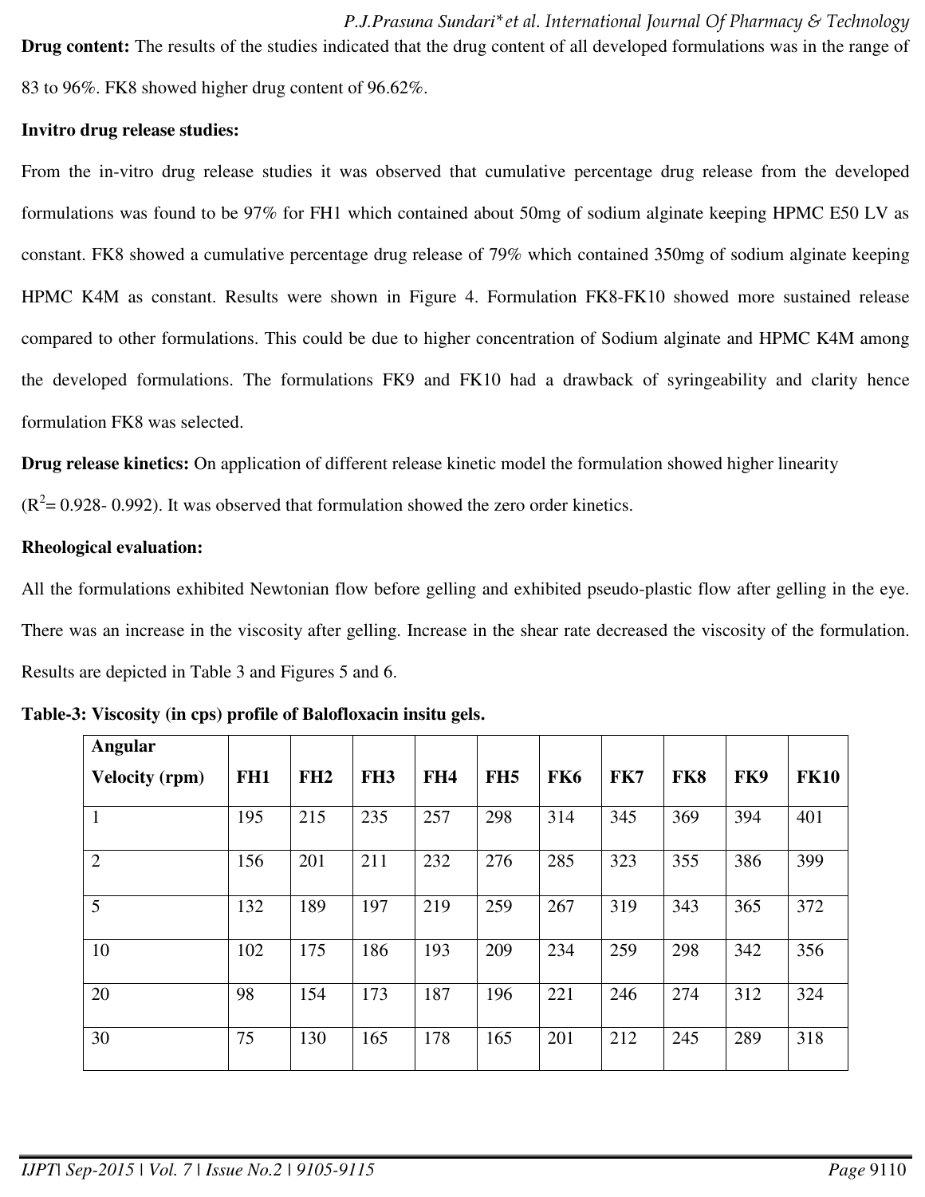**Drug content:** The results of the studies indicated that the drug content of all developed formulations was in the range of 83 to 96%. FK8 showed higher drug content of 96.62%.

**Invitro drug release studies:**

From the in-vitro drug release studies it was observed that cumulative percentage drug release from the developed formulations was found to be 97% for FH1 which contained about 50mg of sodium alginate keeping HPMC E50 LV as constant. FK8 showed a cumulative percentage drug release of 79% which contained 350mg of sodium alginate keeping HPMC K4M as constant. Results were shown in Figure 4. Formulation FK8-FK10 showed more sustained release compared to other formulations. This could be due to higher concentration of Sodium alginate and HPMC K4M among the developed formulations. The formulations FK9 and FK10 had a drawback of syringeability and clarity hence formulation FK8 was selected.

**Drug release kinetics:** On application of different release kinetic model the formulation showed higher linearity ($R^2$= 0.928- 0.992). It was observed that formulation showed the zero order kinetics.

**Rheological evaluation:**

All the formulations exhibited Newtonian flow before gelling and exhibited pseudo-plastic flow after gelling in the eye. There was an increase in the viscosity after gelling. Increase in the shear rate decreased the viscosity of the formulation. Results are depicted in Table 3 and Figures 5 and 6.

**Table-3: Viscosity (in cps) profile of Balofloxacin insitu gels.**

| Angular Velocity (rpm) | FH1 | FH2 | FH3 | FH4 | FH5 | FK6 | FK7 | FK8 | FK9 | FK10 |
|---|---|---|---|---|---|---|---|---|---|---|
| 1 | 195 | 215 | 235 | 257 | 298 | 314 | 345 | 369 | 394 | 401 |
| 2 | 156 | 201 | 211 | 232 | 276 | 285 | 323 | 355 | 386 | 399 |
| 5 | 132 | 189 | 197 | 219 | 259 | 267 | 319 | 343 | 365 | 372 |
| 10 | 102 | 175 | 186 | 193 | 209 | 234 | 259 | 298 | 342 | 356 |
| 20 | 98 | 154 | 173 | 187 | 196 | 221 | 246 | 274 | 312 | 324 |
| 30 | 75 | 130 | 165 | 178 | 165 | 201 | 212 | 245 | 289 | 318 |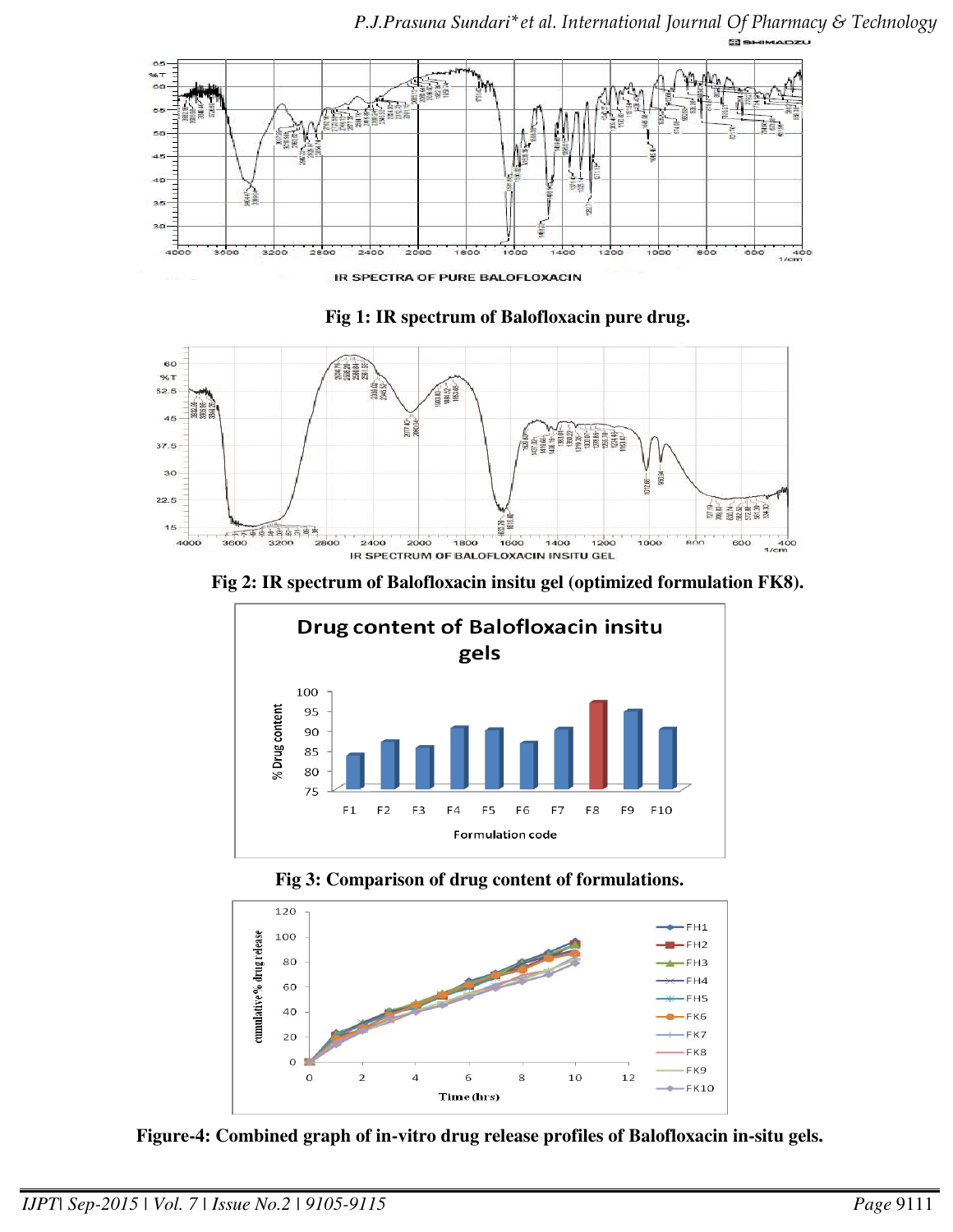Fig 1: IR spectrum of Balofloxacin pure drug.

Fig 2: IR spectrum of Balofloxacin insitu gel (optimized formulation FK8).

Fig 3: Comparison of drug content of formulations.

Figure-4: Combined graph of in-vitro drug release profiles of Balofloxacin in-situ gels.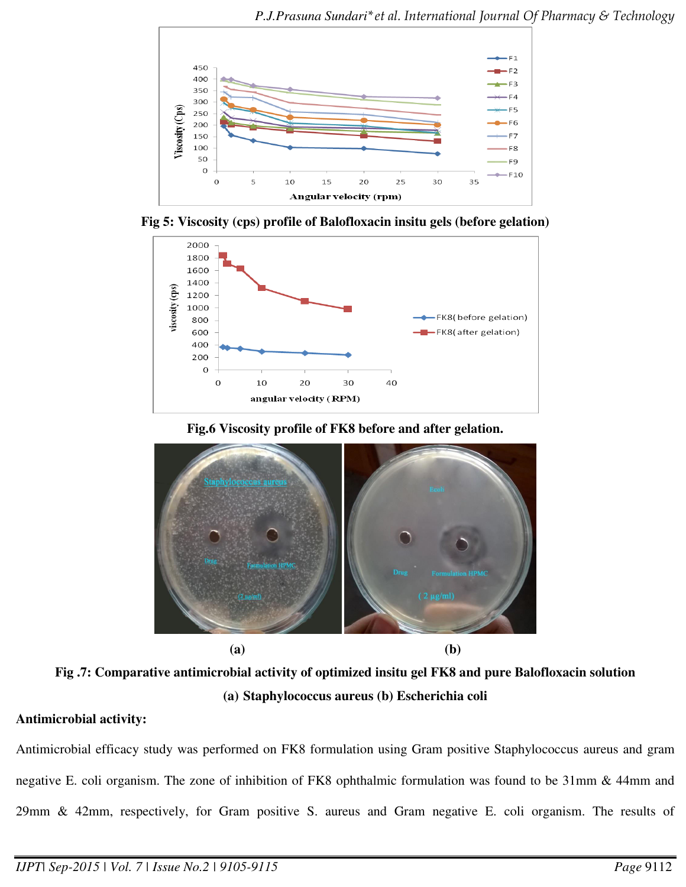Fig 5: Viscosity (cps) profile of Balofloxacin insitu gels (before gelation)

Fig.6 Viscosity profile of FK8 before and after gelation.

(a) (b)

**Fig .7: Comparative antimicrobial activity of optimized insitu gel FK8 and pure Balofloxacin solution (a) Staphylococcus aureus (b) Escherichia coli**

**Antimicrobial activity:**

Antimicrobial efficacy study was performed on FK8 formulation using Gram positive Staphylococcus aureus and gram negative E. coli organism. The zone of inhibition of FK8 ophthalmic formulation was found to be 31mm & 44mm and 29mm & 42mm, respectively, for Gram positive S. aureus and Gram negative E. coli organism. The results of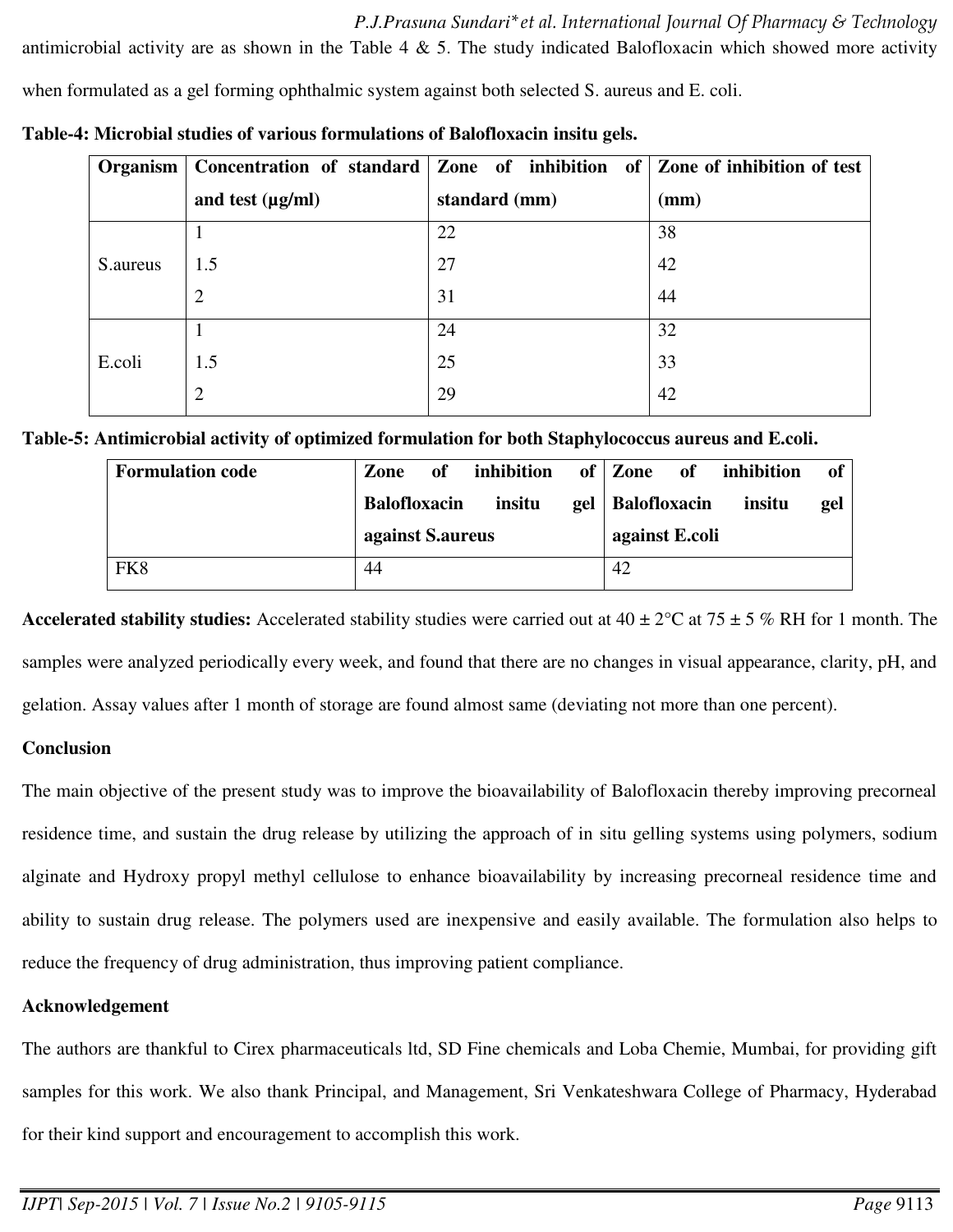antimicrobial activity are as shown in the Table 4 & 5. The study indicated Balofloxacin which showed more activity when formulated as a gel forming ophthalmic system against both selected S. aureus and E. coli.

**Table-4: Microbial studies of various formulations of Balofloxacin insitu gels.**

| Organism | Concentration of standard and test (µg/ml) | Zone of inhibition of standard (mm) | Zone of inhibition of test (mm) |
|---|---|---|---|
| S.aureus | 1 | 22 | 38 |
| | 1.5 | 27 | 42 |
| | 2 | 31 | 44 |
| E.coli | 1 | 24 | 32 |
| | 1.5 | 25 | 33 |
| | 2 | 29 | 42 |

**Table-5: Antimicrobial activity of optimized formulation for both Staphylococcus aureus and E.coli.**

| Formulation code | Zone of inhibition of Balofloxacin insitu gel against S.aureus | Zone of inhibition of Balofloxacin insitu gel against E.coli |
|---|---|---|
| FK8 | 44 | 42 |

**Accelerated stability studies:** Accelerated stability studies were carried out at 40 ± 2°C at 75 ± 5 % RH for 1 month. The samples were analyzed periodically every week, and found that there are no changes in visual appearance, clarity, pH, and gelation. Assay values after 1 month of storage are found almost same (deviating not more than one percent).

**Conclusion**

The main objective of the present study was to improve the bioavailability of Balofloxacin thereby improving precorneal residence time, and sustain the drug release by utilizing the approach of in situ gelling systems using polymers, sodium alginate and Hydroxy propyl methyl cellulose to enhance bioavailability by increasing precorneal residence time and ability to sustain drug release. The polymers used are inexpensive and easily available. The formulation also helps to reduce the frequency of drug administration, thus improving patient compliance.

**Acknowledgement**

The authors are thankful to Cirex pharmaceuticals ltd, SD Fine chemicals and Loba Chemie, Mumbai, for providing gift samples for this work. We also thank Principal, and Management, Sri Venkateshwara College of Pharmacy, Hyderabad for their kind support and encouragement to accomplish this work.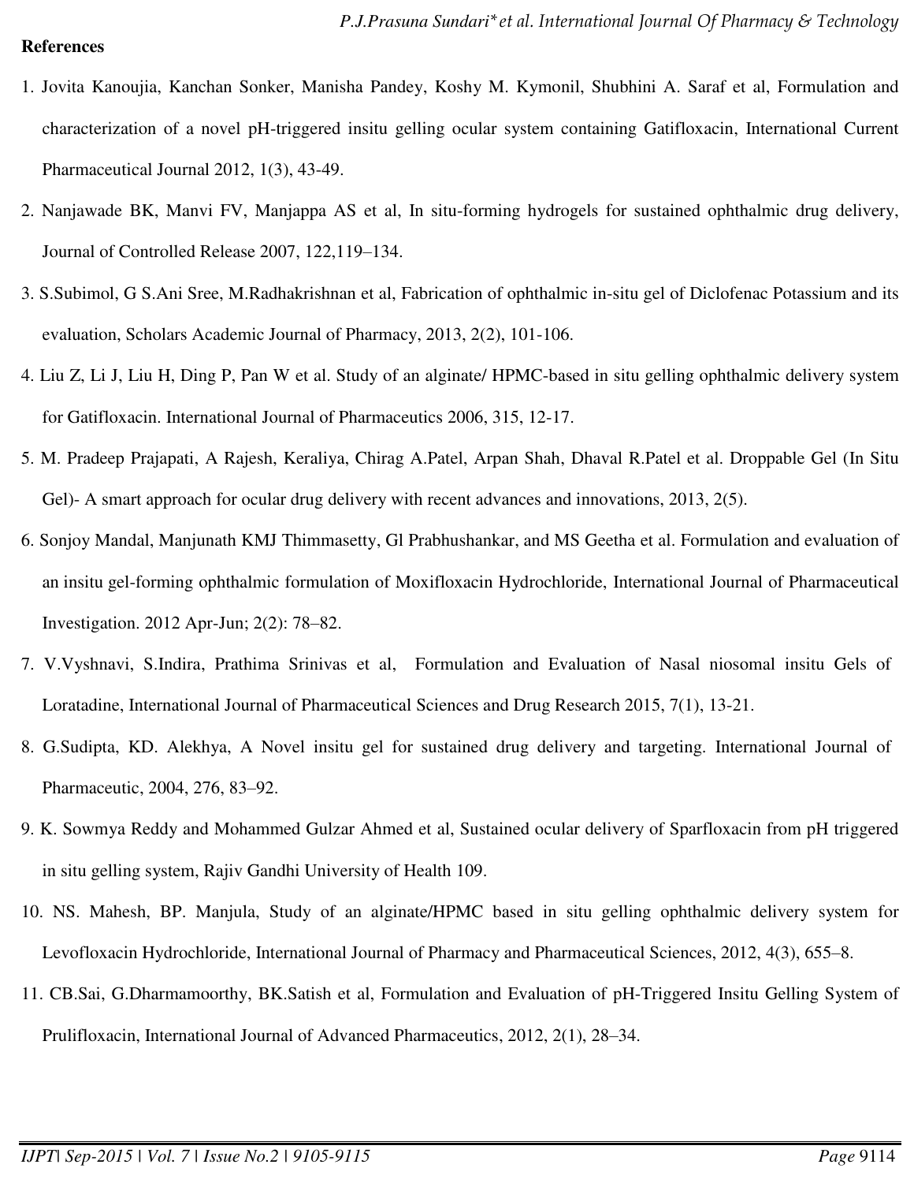**References**

1. Jovita Kanoujia, Kanchan Sonker, Manisha Pandey, Koshy M. Kymonil, Shubhini A. Saraf et al, Formulation and characterization of a novel pH-triggered insitu gelling ocular system containing Gatifloxacin, International Current Pharmaceutical Journal 2012, 1(3), 43-49.
2. Nanjawade BK, Manvi FV, Manjappa AS et al, In situ-forming hydrogels for sustained ophthalmic drug delivery, Journal of Controlled Release 2007, 122,119–134.
3. S.Subimol, G S.Ani Sree, M.Radhakrishnan et al, Fabrication of ophthalmic in-situ gel of Diclofenac Potassium and its evaluation, Scholars Academic Journal of Pharmacy, 2013, 2(2), 101-106.
4. Liu Z, Li J, Liu H, Ding P, Pan W et al. Study of an alginate/ HPMC-based in situ gelling ophthalmic delivery system for Gatifloxacin. International Journal of Pharmaceutics 2006, 315, 12-17.
5. M. Pradeep Prajapati, A Rajesh, Keraliya, Chirag A.Patel, Arpan Shah, Dhaval R.Patel et al. Droppable Gel (In Situ Gel)- A smart approach for ocular drug delivery with recent advances and innovations, 2013, 2(5).
6. Sonjoy Mandal, Manjunath KMJ Thimmasetty, Gl Prabhushankar, and MS Geetha et al. Formulation and evaluation of an insitu gel-forming ophthalmic formulation of Moxifloxacin Hydrochloride, International Journal of Pharmaceutical Investigation. 2012 Apr-Jun; 2(2): 78–82.
7. V.Vyshnavi, S.Indira, Prathima Srinivas et al, Formulation and Evaluation of Nasal niosomal insitu Gels of Loratadine, International Journal of Pharmaceutical Sciences and Drug Research 2015, 7(1), 13-21.
8. G.Sudipta, KD. Alekhya, A Novel insitu gel for sustained drug delivery and targeting. International Journal of Pharmaceutic, 2004, 276, 83–92.
9. K. Sowmya Reddy and Mohammed Gulzar Ahmed et al, Sustained ocular delivery of Sparfloxacin from pH triggered in situ gelling system, Rajiv Gandhi University of Health 109.
10. NS. Mahesh, BP. Manjula, Study of an alginate/HPMC based in situ gelling ophthalmic delivery system for Levofloxacin Hydrochloride, International Journal of Pharmacy and Pharmaceutical Sciences, 2012, 4(3), 655–8.
11. CB.Sai, G.Dharmamoorthy, BK.Satish et al, Formulation and Evaluation of pH-Triggered Insitu Gelling System of Prulifloxacin, International Journal of Advanced Pharmaceutics, 2012, 2(1), 28–34.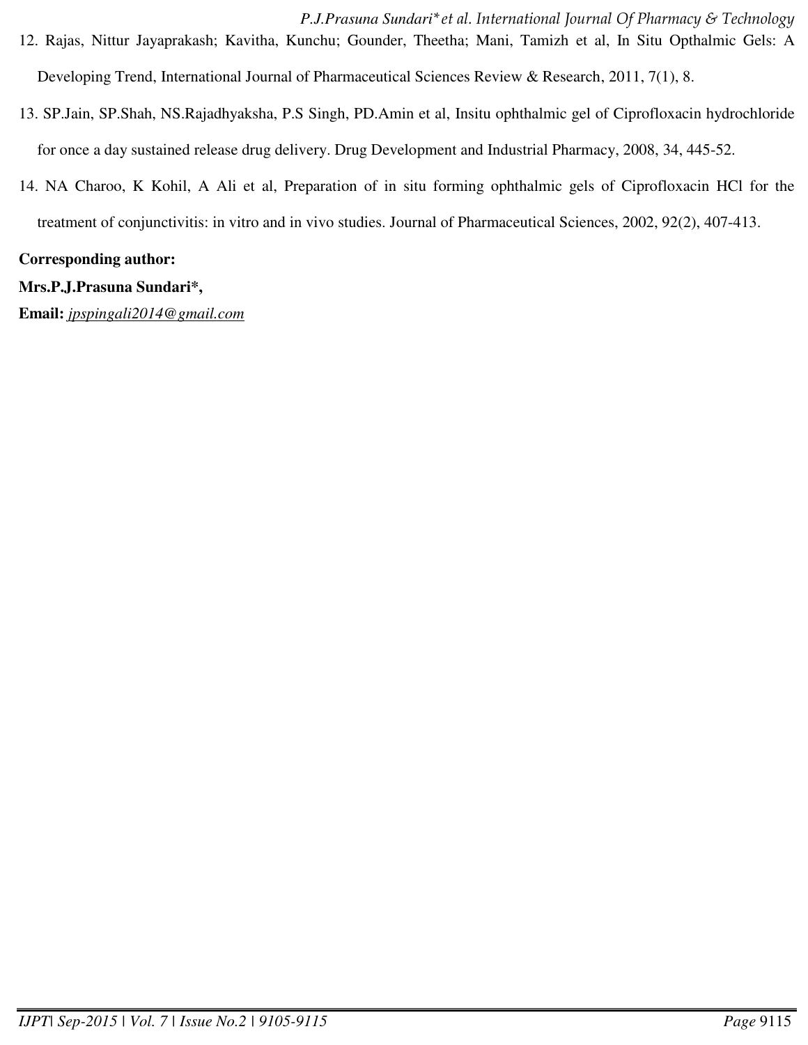12. Rajas, Nittur Jayaprakash; Kavitha, Kunchu; Gounder, Theetha; Mani, Tamizh et al, In Situ Opthalmic Gels: A Developing Trend, International Journal of Pharmaceutical Sciences Review & Research, 2011, 7(1), 8.
13. SP.Jain, SP.Shah, NS.Rajadhyaksha, P.S Singh, PD.Amin et al, Insitu ophthalmic gel of Ciprofloxacin hydrochloride for once a day sustained release drug delivery. Drug Development and Industrial Pharmacy, 2008, 34, 445-52.
14. NA Charoo, K Kohil, A Ali et al, Preparation of in situ forming ophthalmic gels of Ciprofloxacin HCl for the treatment of conjunctivitis: in vitro and in vivo studies. Journal of Pharmaceutical Sciences, 2002, 92(2), 407-413.

**Corresponding author:**

**Mrs.P.J.Prasuna Sundari*,**

**Email:** *jpspingali2014@gmail.com*